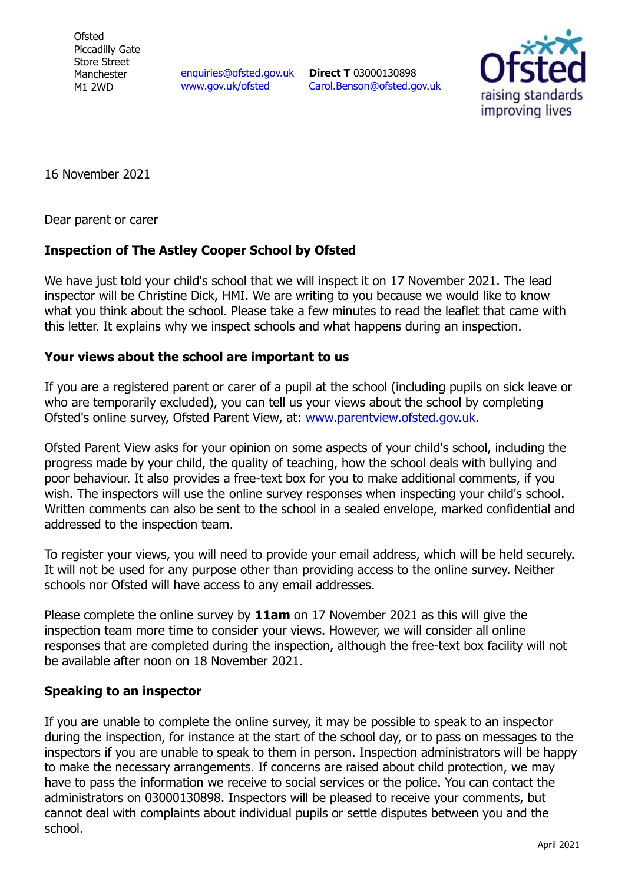Ofsted
Piccadilly Gate
Store Street
Manchester
M1 2WD

enquiries@ofsted.gov.uk
www.gov.uk/ofsted

**Direct T** 03000130898
Carol.Benson@ofsted.gov.uk

16 November 2021

Dear parent or carer

**Inspection of The Astley Cooper School by Ofsted**

We have just told your child's school that we will inspect it on 17 November 2021. The lead inspector will be Christine Dick, HMI. We are writing to you because we would like to know what you think about the school. Please take a few minutes to read the leaflet that came with this letter. It explains why we inspect schools and what happens during an inspection.

**Your views about the school are important to us**

If you are a registered parent or carer of a pupil at the school (including pupils on sick leave or who are temporarily excluded), you can tell us your views about the school by completing Ofsted's online survey, Ofsted Parent View, at: www.parentview.ofsted.gov.uk.

Ofsted Parent View asks for your opinion on some aspects of your child's school, including the progress made by your child, the quality of teaching, how the school deals with bullying and poor behaviour. It also provides a free-text box for you to make additional comments, if you wish. The inspectors will use the online survey responses when inspecting your child's school. Written comments can also be sent to the school in a sealed envelope, marked confidential and addressed to the inspection team.

To register your views, you will need to provide your email address, which will be held securely. It will not be used for any purpose other than providing access to the online survey. Neither schools nor Ofsted will have access to any email addresses.

Please complete the online survey by **11am** on 17 November 2021 as this will give the inspection team more time to consider your views. However, we will consider all online responses that are completed during the inspection, although the free-text box facility will not be available after noon on 18 November 2021.

**Speaking to an inspector**

If you are unable to complete the online survey, it may be possible to speak to an inspector during the inspection, for instance at the start of the school day, or to pass on messages to the inspectors if you are unable to speak to them in person. Inspection administrators will be happy to make the necessary arrangements. If concerns are raised about child protection, we may have to pass the information we receive to social services or the police. You can contact the administrators on 03000130898. Inspectors will be pleased to receive your comments, but cannot deal with complaints about individual pupils or settle disputes between you and the school.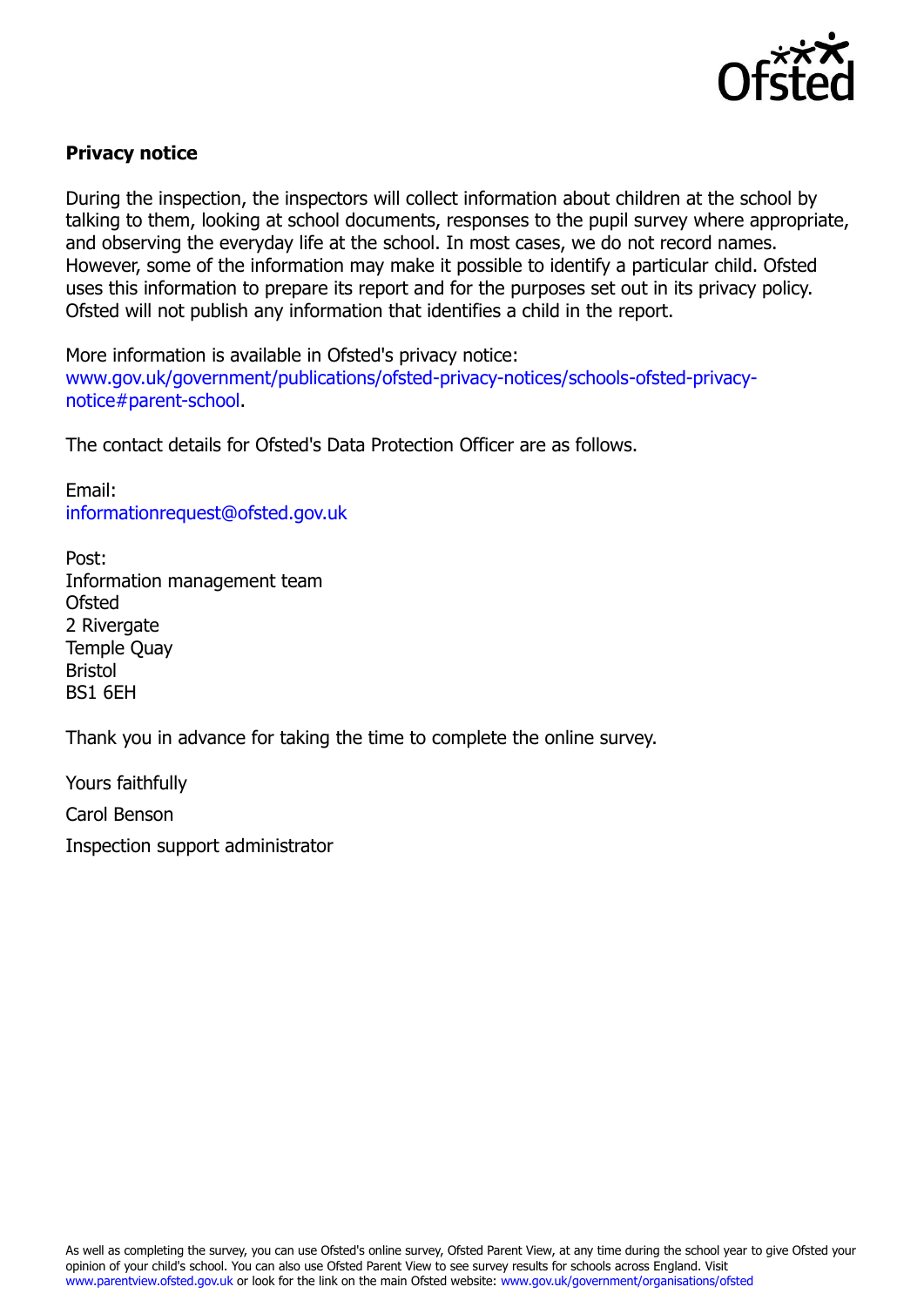**Privacy notice**

During the inspection, the inspectors will collect information about children at the school by talking to them, looking at school documents, responses to the pupil survey where appropriate, and observing the everyday life at the school. In most cases, we do not record names. However, some of the information may make it possible to identify a particular child. Ofsted uses this information to prepare its report and for the purposes set out in its privacy policy. Ofsted will not publish any information that identifies a child in the report.

More information is available in Ofsted's privacy notice: www.gov.uk/government/publications/ofsted-privacy-notices/schools-ofsted-privacy-notice#parent-school.

The contact details for Ofsted's Data Protection Officer are as follows.

Email:
informationrequest@ofsted.gov.uk

Post:
Information management team
Ofsted
2 Rivergate
Temple Quay
Bristol
BS1 6EH

Thank you in advance for taking the time to complete the online survey.

Yours faithfully

Carol Benson

Inspection support administrator

As well as completing the survey, you can use Ofsted's online survey, Ofsted Parent View, at any time during the school year to give Ofsted your opinion of your child's school. You can also use Ofsted Parent View to see survey results for schools across England. Visit www.parentview.ofsted.gov.uk or look for the link on the main Ofsted website: www.gov.uk/government/organisations/ofsted